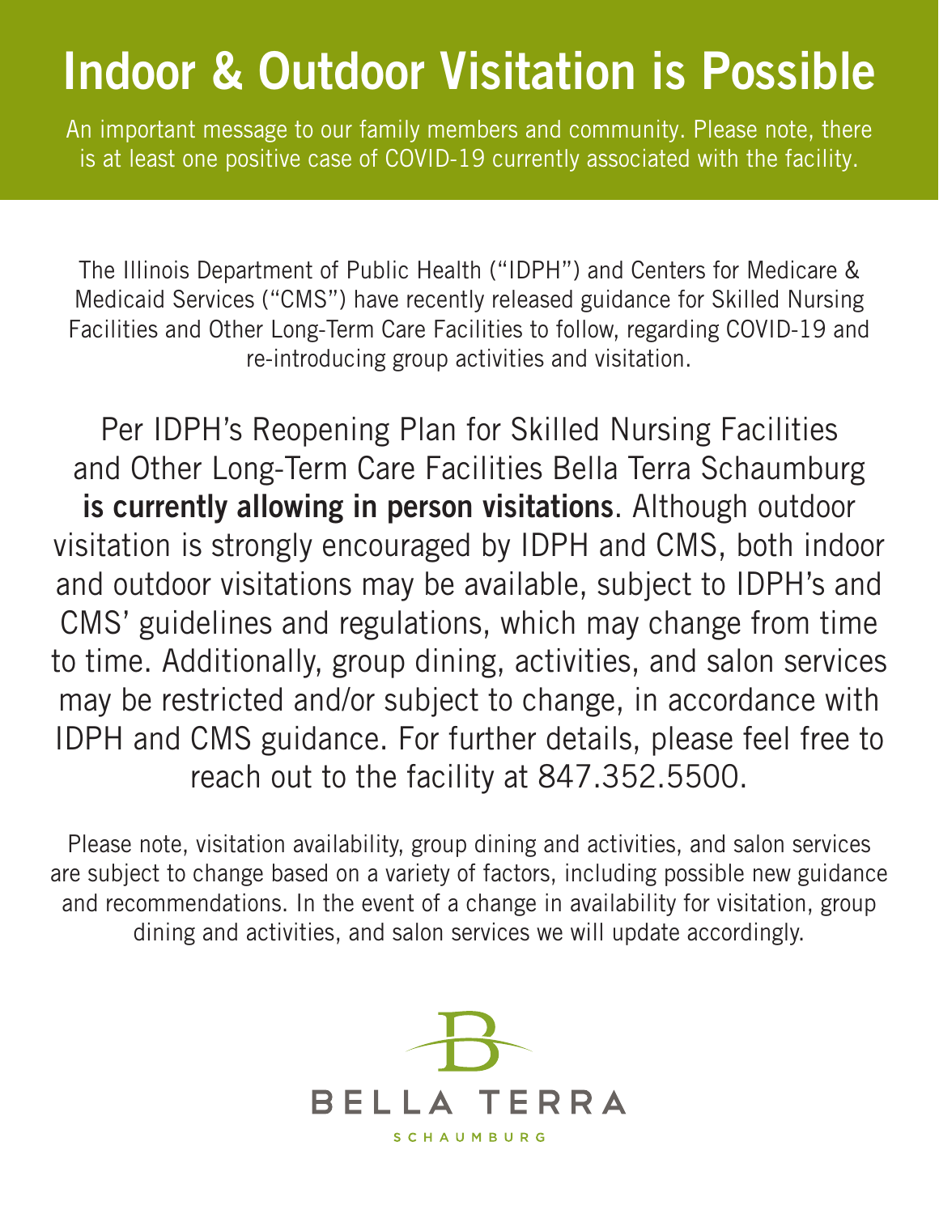# Indoor & Outdoor Visitation is Possible

An important message to our family members and community. Please note, there is at least one positive case of COVID-19 currently associated with the facility.

The Illinois Department of Public Health ("IDPH") and Centers for Medicare & Medicaid Services ("CMS") have recently released guidance for Skilled Nursing Facilities and Other Long-Term Care Facilities to follow, regarding COVID-19 and re-introducing group activities and visitation.

Per IDPH's Reopening Plan for Skilled Nursing Facilities and Other Long-Term Care Facilities Bella Terra Schaumburg **is currently allowing in person visitations**. Although outdoor visitation is strongly encouraged by IDPH and CMS, both indoor and outdoor visitations may be available, subject to IDPH's and CMS' guidelines and regulations, which may change from time to time. Additionally, group dining, activities, and salon services may be restricted and/or subject to change, in accordance with IDPH and CMS guidance. For further details, please feel free to reach out to the facility at 847.352.5500.

Please note, visitation availability, group dining and activities, and salon services are subject to change based on a variety of factors, including possible new guidance and recommendations. In the event of a change in availability for visitation, group dining and activities, and salon services we will update accordingly.

BELLA TERRA

SCHAUMBURG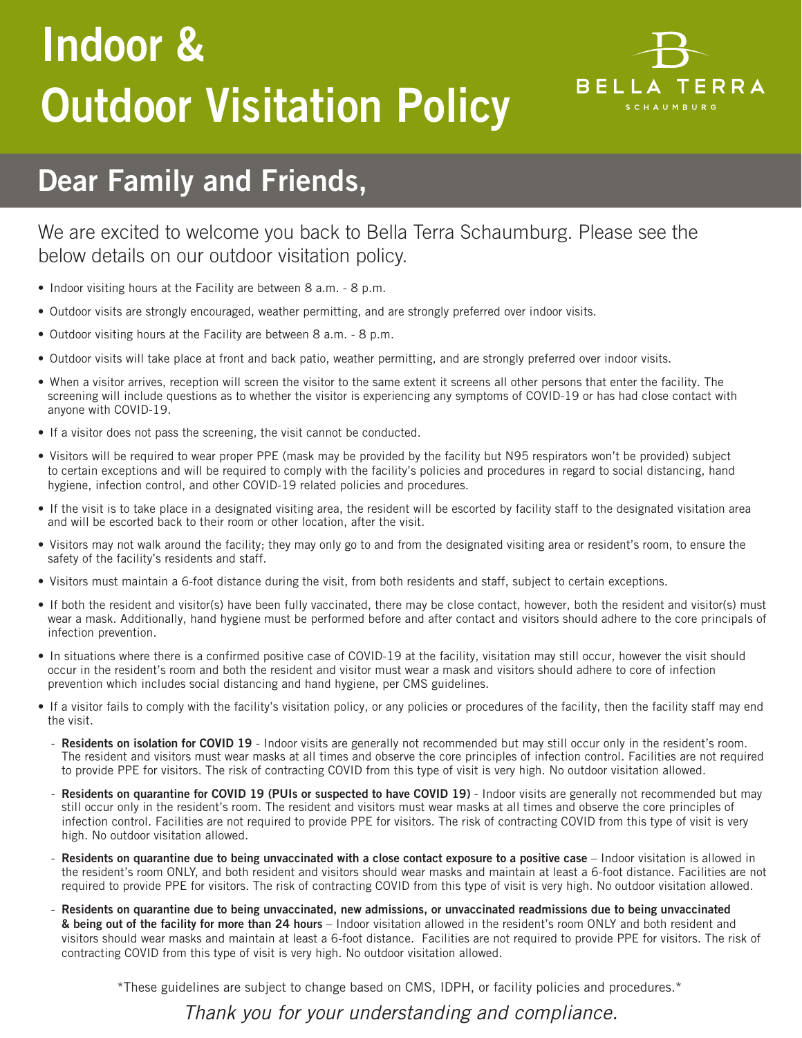# Indoor & Outdoor Visitation Policy

BELLA TERRA
SCHAUMBURG

## Dear Family and Friends,

We are excited to welcome you back to Bella Terra Schaumburg. Please see the below details on our outdoor visitation policy.

- Indoor visiting hours at the Facility are between 8 a.m. - 8 p.m.
- Outdoor visits are strongly encouraged, weather permitting, and are strongly preferred over indoor visits.
- Outdoor visiting hours at the Facility are between 8 a.m. - 8 p.m.
- Outdoor visits will take place at front and back patio, weather permitting, and are strongly preferred over indoor visits.
- When a visitor arrives, reception will screen the visitor to the same extent it screens all other persons that enter the facility. The screening will include questions as to whether the visitor is experiencing any symptoms of COVID-19 or has had close contact with anyone with COVID-19.
- If a visitor does not pass the screening, the visit cannot be conducted.
- Visitors will be required to wear proper PPE (mask may be provided by the facility but N95 respirators won't be provided) subject to certain exceptions and will be required to comply with the facility's policies and procedures in regard to social distancing, hand hygiene, infection control, and other COVID-19 related policies and procedures.
- If the visit is to take place in a designated visiting area, the resident will be escorted by facility staff to the designated visitation area and will be escorted back to their room or other location, after the visit.
- Visitors may not walk around the facility; they may only go to and from the designated visiting area or resident's room, to ensure the safety of the facility's residents and staff.
- Visitors must maintain a 6-foot distance during the visit, from both residents and staff, subject to certain exceptions.
- If both the resident and visitor(s) have been fully vaccinated, there may be close contact, however, both the resident and visitor(s) must wear a mask. Additionally, hand hygiene must be performed before and after contact and visitors should adhere to the core principals of infection prevention.
- In situations where there is a confirmed positive case of COVID-19 at the facility, visitation may still occur, however the visit should occur in the resident's room and both the resident and visitor must wear a mask and visitors should adhere to core of infection prevention which includes social distancing and hand hygiene, per CMS guidelines.
- If a visitor fails to comply with the facility's visitation policy, or any policies or procedures of the facility, then the facility staff may end the visit.
  - **Residents on isolation for COVID 19** - Indoor visits are generally not recommended but may still occur only in the resident's room. The resident and visitors must wear masks at all times and observe the core principles of infection control. Facilities are not required to provide PPE for visitors. The risk of contracting COVID from this type of visit is very high. No outdoor visitation allowed.
  - **Residents on quarantine for COVID 19 (PUIs or suspected to have COVID 19)** - Indoor visits are generally not recommended but may still occur only in the resident's room. The resident and visitors must wear masks at all times and observe the core principles of infection control. Facilities are not required to provide PPE for visitors. The risk of contracting COVID from this type of visit is very high. No outdoor visitation allowed.
  - **Residents on quarantine due to being unvaccinated with a close contact exposure to a positive case** – Indoor visitation is allowed in the resident's room ONLY, and both resident and visitors should wear masks and maintain at least a 6-foot distance. Facilities are not required to provide PPE for visitors. The risk of contracting COVID from this type of visit is very high. No outdoor visitation allowed.
  - **Residents on quarantine due to being unvaccinated, new admissions, or unvaccinated readmissions due to being unvaccinated & being out of the facility for more than 24 hours** – Indoor visitation allowed in the resident's room ONLY and both resident and visitors should wear masks and maintain at least a 6-foot distance. Facilities are not required to provide PPE for visitors. The risk of contracting COVID from this type of visit is very high. No outdoor visitation allowed.

*These guidelines are subject to change based on CMS, IDPH, or facility policies and procedures.*

*Thank you for your understanding and compliance.*